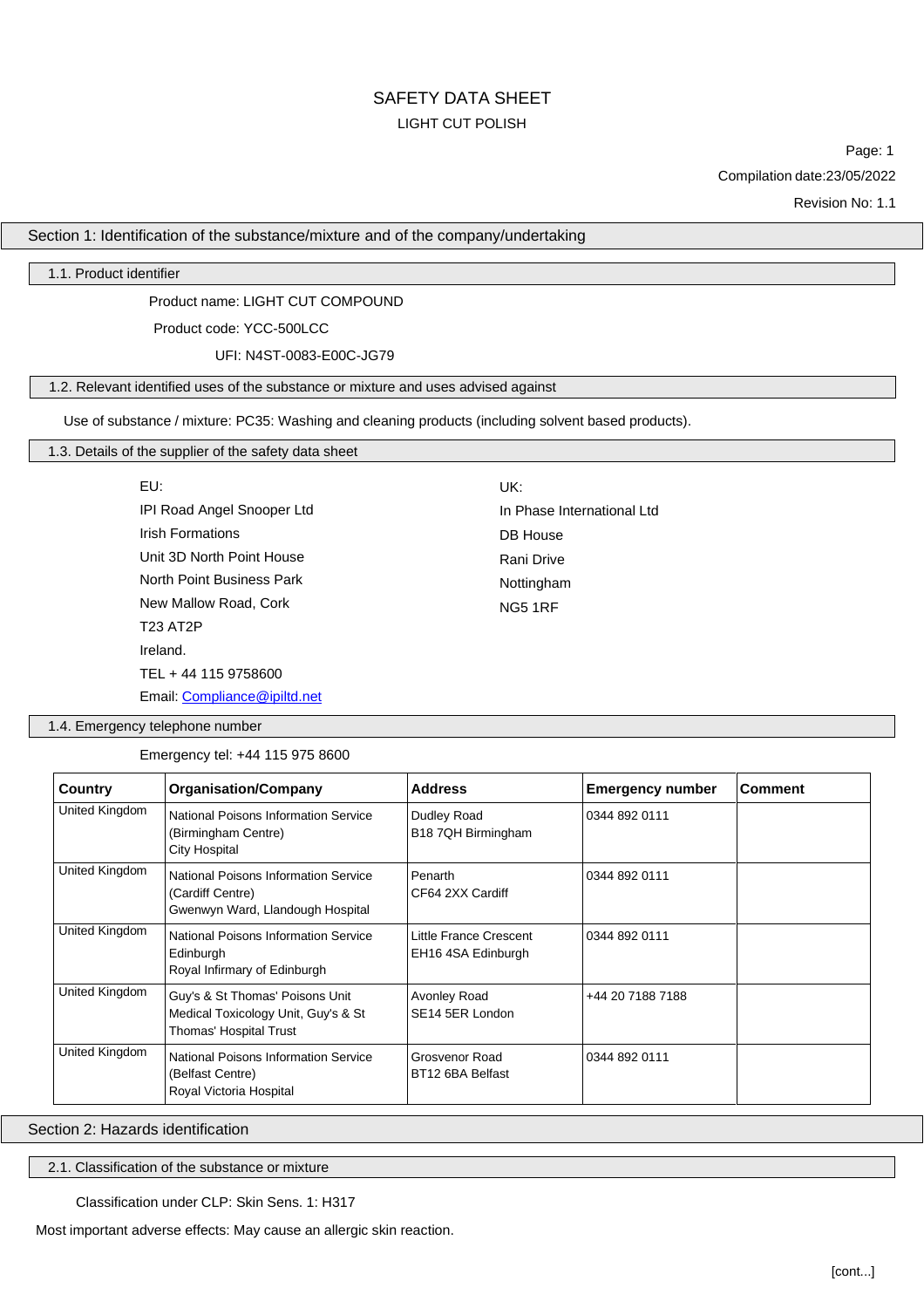# SAFETY DATA SHEET

LIGHT CUT POLISH

Compilation date:23/05/2022

Revision No: 1.1

## Section 1: Identification of the substance/mixture and of the company/undertaking

### 1.1. Product identifier

Product name: LIGHT CUT COMPOUND

Product code: YCC-500LCC

UFI: N4ST-0083-E00C-JG79

### 1.2. Relevant identified uses of the substance or mixture and uses advised against

Use of substance / mixture: PC35: Washing and cleaning products (including solvent based products).

### 1.3. Details of the supplier of the safety data sheet

EU:
IPI Road Angel Snooper Ltd
Irish Formations
Unit 3D North Point House
North Point Business Park
New Mallow Road, Cork
T23 AT2P
Ireland.
TEL + 44 115 9758600
Email: Compliance@ipiltd.net

UK:
In Phase International Ltd
DB House
Rani Drive
Nottingham
NG5 1RF

### 1.4. Emergency telephone number

Emergency tel: +44 115 975 8600

| Country | Organisation/Company | Address | Emergency number | Comment |
|---|---|---|---|---|
| United Kingdom | National Poisons Information Service (Birmingham Centre) City Hospital | Dudley Road B18 7QH Birmingham | 0344 892 0111 | |
| United Kingdom | National Poisons Information Service (Cardiff Centre) Gwenwyn Ward, Llandough Hospital | Penarth CF64 2XX Cardiff | 0344 892 0111 | |
| United Kingdom | National Poisons Information Service Edinburgh Royal Infirmary of Edinburgh | Little France Crescent EH16 4SA Edinburgh | 0344 892 0111 | |
| United Kingdom | Guy's & St Thomas' Poisons Unit Medical Toxicology Unit, Guy's & St Thomas' Hospital Trust | Avonley Road SE14 5ER London | +44 20 7188 7188 | |
| United Kingdom | National Poisons Information Service (Belfast Centre) Royal Victoria Hospital | Grosvenor Road BT12 6BA Belfast | 0344 892 0111 | |

## Section 2: Hazards identification

### 2.1. Classification of the substance or mixture

Classification under CLP: Skin Sens. 1: H317

Most important adverse effects: May cause an allergic skin reaction.

[cont...]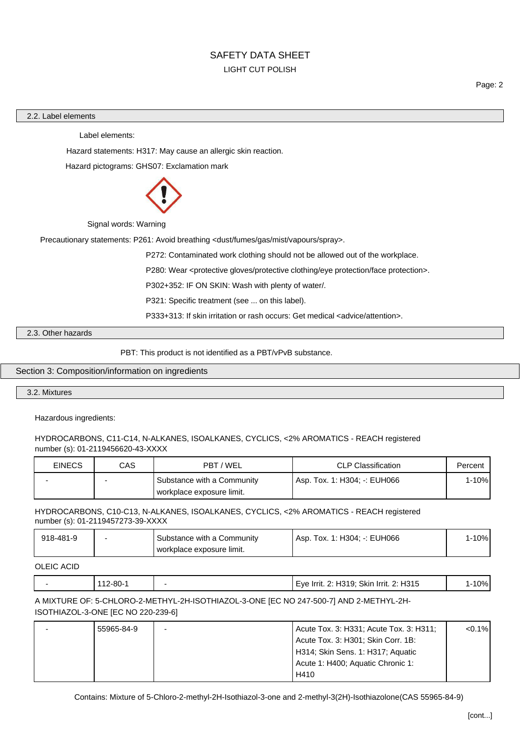### 2.2. Label elements

**Label elements:**

**Hazard statements:** H317: May cause an allergic skin reaction.

**Hazard pictograms:** GHS07: Exclamation mark

**Signal words:** Warning

**Precautionary statements:** P261: Avoid breathing <dust/fumes/gas/mist/vapours/spray>.

P272: Contaminated work clothing should not be allowed out of the workplace.

P280: Wear <protective gloves/protective clothing/eye protection/face protection>.

P302+352: IF ON SKIN: Wash with plenty of water/.

P321: Specific treatment (see ... on this label).

P333+313: If skin irritation or rash occurs: Get medical <advice/attention>.

### 2.3. Other hazards

**PBT:** This product is not identified as a PBT/vPvB substance.

## Section 3: Composition/information on ingredients

### 3.2. Mixtures

**Hazardous ingredients:**

HYDROCARBONS, C11-C14, N-ALKANES, ISOALKANES, CYCLICS, <2% AROMATICS - REACH registered number (s): 01-2119456620-43-XXXX

| EINECS | CAS | PBT / WEL | CLP Classification | Percent |
|---|---|---|---|---|
| - | - | Substance with a Community workplace exposure limit. | Asp. Tox. 1: H304; -: EUH066 | 1-10% |

HYDROCARBONS, C10-C13, N-ALKANES, ISOALKANES, CYCLICS, <2% AROMATICS - REACH registered number (s): 01-2119457273-39-XXXX

| EINECS | CAS | PBT / WEL | CLP Classification | Percent |
|---|---|---|---|---|
| 918-481-9 | - | Substance with a Community workplace exposure limit. | Asp. Tox. 1: H304; -: EUH066 | 1-10% |

OLEIC ACID

| EINECS | CAS | PBT / WEL | CLP Classification | Percent |
|---|---|---|---|---|
| - | 112-80-1 | - | Eye Irrit. 2: H319; Skin Irrit. 2: H315 | 1-10% |

A MIXTURE OF: 5-CHLORO-2-METHYL-2H-ISOTHIAZOL-3-ONE [EC NO 247-500-7] AND 2-METHYL-2H-ISOTHIAZOL-3-ONE [EC NO 220-239-6]

| EINECS | CAS | PBT / WEL | CLP Classification | Percent |
|---|---|---|---|---|
| - | 55965-84-9 | - | Acute Tox. 3: H331; Acute Tox. 3: H311; Acute Tox. 3: H301; Skin Corr. 1B: H314; Skin Sens. 1: H317; Aquatic Acute 1: H400; Aquatic Chronic 1: H410 | <0.1% |

**Contains:** Mixture of 5-Chloro-2-methyl-2H-Isothiazol-3-one and 2-methyl-3(2H)-Isothiazolone(CAS 55965-84-9)

[cont...]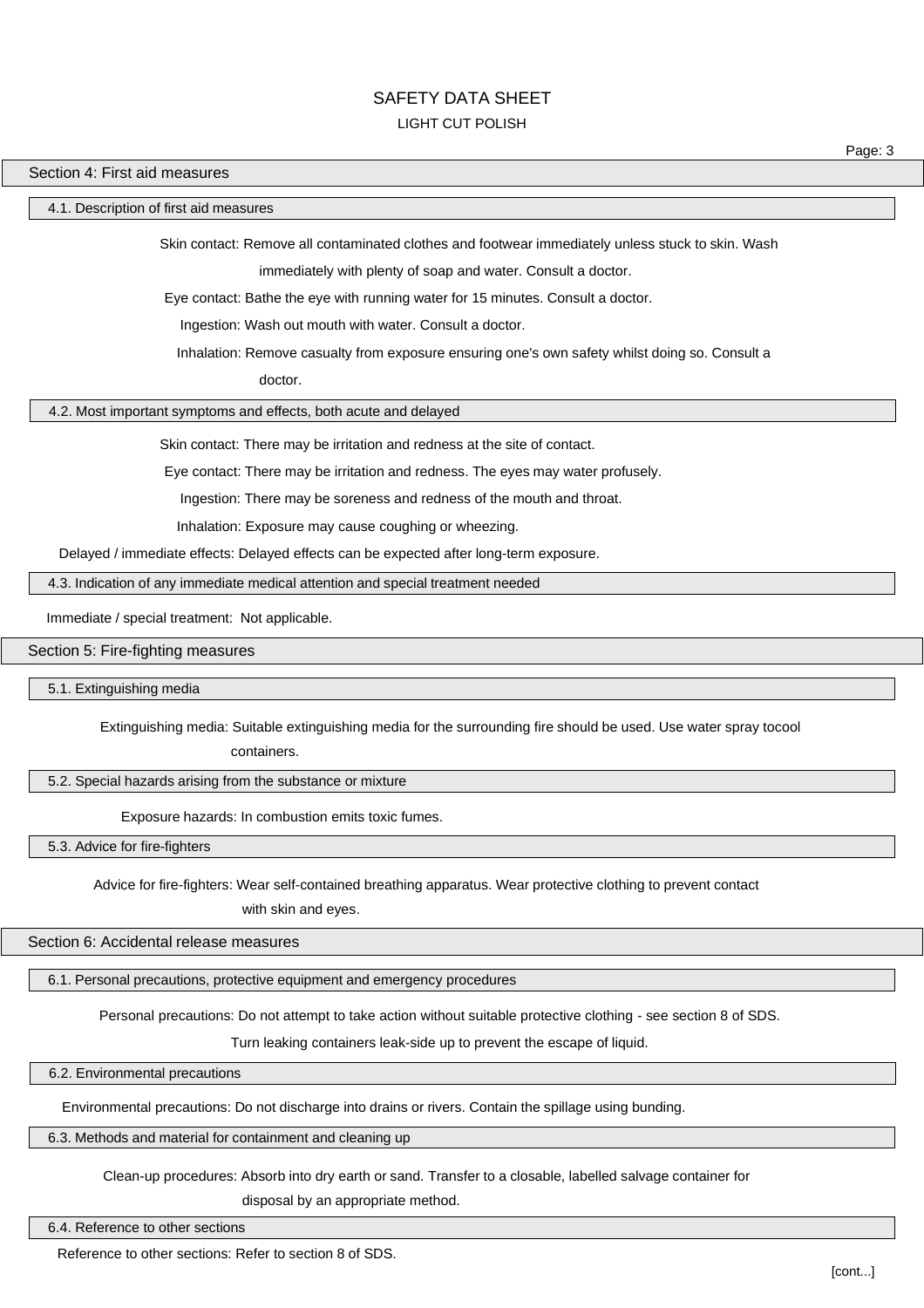## Section 4: First aid measures

### 4.1. Description of first aid measures

**Skin contact:** Remove all contaminated clothes and footwear immediately unless stuck to skin. Wash immediately with plenty of soap and water. Consult a doctor.

**Eye contact:** Bathe the eye with running water for 15 minutes. Consult a doctor.

**Ingestion:** Wash out mouth with water. Consult a doctor.

**Inhalation:** Remove casualty from exposure ensuring one's own safety whilst doing so. Consult a doctor.

### 4.2. Most important symptoms and effects, both acute and delayed

**Skin contact:** There may be irritation and redness at the site of contact.

**Eye contact:** There may be irritation and redness. The eyes may water profusely.

**Ingestion:** There may be soreness and redness of the mouth and throat.

**Inhalation:** Exposure may cause coughing or wheezing.

**Delayed / immediate effects:** Delayed effects can be expected after long-term exposure.

### 4.3. Indication of any immediate medical attention and special treatment needed

**Immediate / special treatment:** Not applicable.

## Section 5: Fire-fighting measures

### 5.1. Extinguishing media

**Extinguishing media:** Suitable extinguishing media for the surrounding fire should be used. Use water spray tocool containers.

### 5.2. Special hazards arising from the substance or mixture

**Exposure hazards:** In combustion emits toxic fumes.

### 5.3. Advice for fire-fighters

**Advice for fire-fighters:** Wear self-contained breathing apparatus. Wear protective clothing to prevent contact with skin and eyes.

## Section 6: Accidental release measures

### 6.1. Personal precautions, protective equipment and emergency procedures

**Personal precautions:** Do not attempt to take action without suitable protective clothing - see section 8 of SDS. Turn leaking containers leak-side up to prevent the escape of liquid.

### 6.2. Environmental precautions

**Environmental precautions:** Do not discharge into drains or rivers. Contain the spillage using bunding.

### 6.3. Methods and material for containment and cleaning up

**Clean-up procedures:** Absorb into dry earth or sand. Transfer to a closable, labelled salvage container for disposal by an appropriate method.

### 6.4. Reference to other sections

**Reference to other sections:** Refer to section 8 of SDS.

[cont...]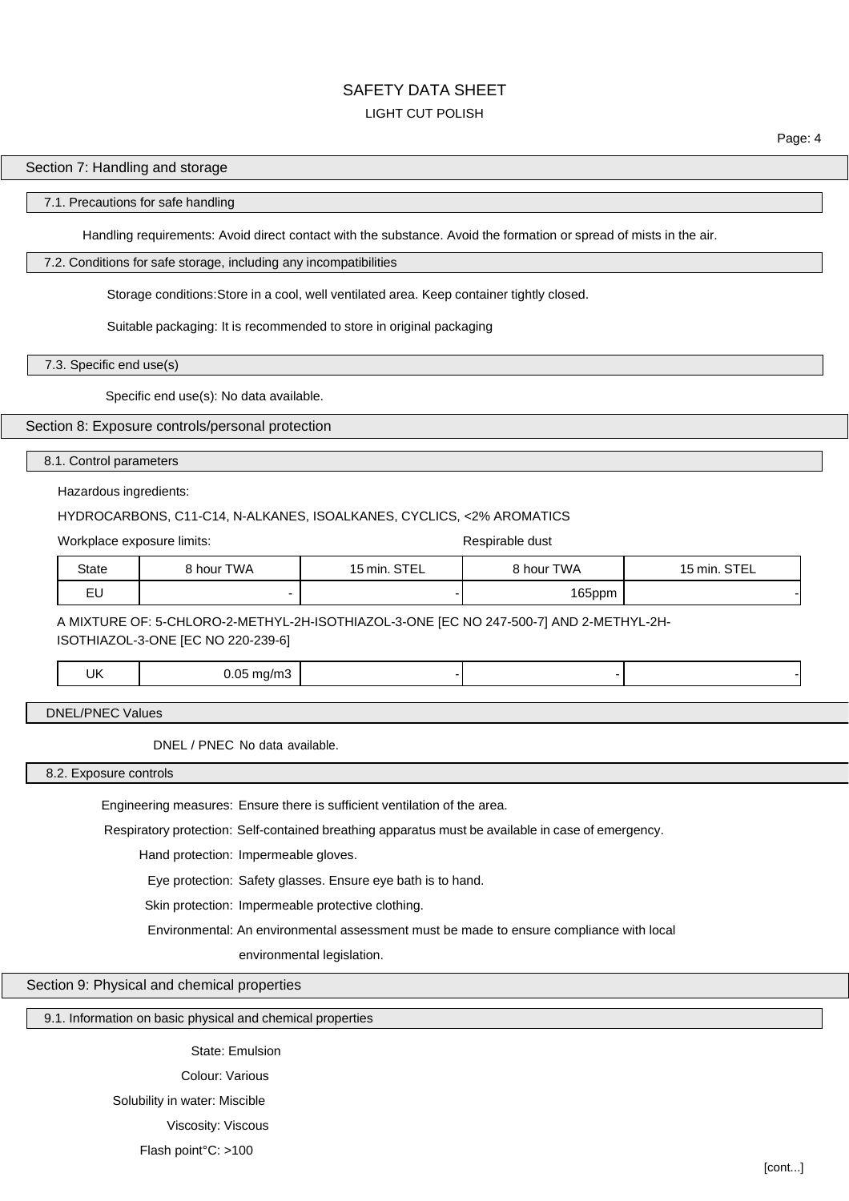## Section 7: Handling and storage

### 7.1. Precautions for safe handling

Handling requirements: Avoid direct contact with the substance. Avoid the formation or spread of mists in the air.

### 7.2. Conditions for safe storage, including any incompatibilities

Storage conditions: Store in a cool, well ventilated area. Keep container tightly closed.

Suitable packaging: It is recommended to store in original packaging

### 7.3. Specific end use(s)

Specific end use(s): No data available.

## Section 8: Exposure controls/personal protection

### 8.1. Control parameters

Hazardous ingredients:

HYDROCARBONS, C11-C14, N-ALKANES, ISOALKANES, CYCLICS, <2% AROMATICS

| Workplace exposure limits: | | | Respirable dust | |
|---|---|---|---|---|
| State | 8 hour TWA | 15 min. STEL | 8 hour TWA | 15 min. STEL |
| EU | - | - | 165ppm | - |

A MIXTURE OF: 5-CHLORO-2-METHYL-2H-ISOTHIAZOL-3-ONE [EC NO 247-500-7] AND 2-METHYL-2H-ISOTHIAZOL-3-ONE [EC NO 220-239-6]

| UK | 0.05 mg/m3 | - | - | - |
|---|---|---|---|---|

### DNEL/PNEC Values

DNEL / PNEC No data available.

### 8.2. Exposure controls

Engineering measures: Ensure there is sufficient ventilation of the area.

Respiratory protection: Self-contained breathing apparatus must be available in case of emergency.

Hand protection: Impermeable gloves.

Eye protection: Safety glasses. Ensure eye bath is to hand.

Skin protection: Impermeable protective clothing.

Environmental: An environmental assessment must be made to ensure compliance with local environmental legislation.

## Section 9: Physical and chemical properties

### 9.1. Information on basic physical and chemical properties

State: Emulsion

Colour: Various

Solubility in water: Miscible

Viscosity: Viscous

Flash point°C: >100

[cont...]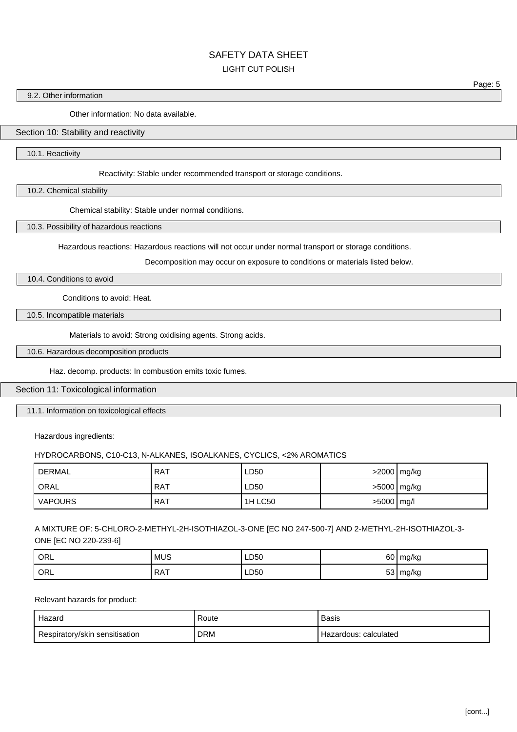### 9.2. Other information

Other information: No data available.

## Section 10: Stability and reactivity

### 10.1. Reactivity

Reactivity: Stable under recommended transport or storage conditions.

### 10.2. Chemical stability

Chemical stability: Stable under normal conditions.

### 10.3. Possibility of hazardous reactions

Hazardous reactions: Hazardous reactions will not occur under normal transport or storage conditions.

Decomposition may occur on exposure to conditions or materials listed below.

### 10.4. Conditions to avoid

Conditions to avoid: Heat.

### 10.5. Incompatible materials

Materials to avoid: Strong oxidising agents. Strong acids.

### 10.6. Hazardous decomposition products

Haz. decomp. products: In combustion emits toxic fumes.

## Section 11: Toxicological information

### 11.1. Information on toxicological effects

Hazardous ingredients:

HYDROCARBONS, C10-C13, N-ALKANES, ISOALKANES, CYCLICS, <2% AROMATICS

| | | | | |
|---|---|---|---|---|
| DERMAL | RAT | LD50 | >2000 | mg/kg |
| ORAL | RAT | LD50 | >5000 | mg/kg |
| VAPOURS | RAT | 1H LC50 | >5000 | mg/l |

A MIXTURE OF: 5-CHLORO-2-METHYL-2H-ISOTHIAZOL-3-ONE [EC NO 247-500-7] AND 2-METHYL-2H-ISOTHIAZOL-3-ONE [EC NO 220-239-6]

| | | | | |
|---|---|---|---|---|
| ORL | MUS | LD50 | 60 | mg/kg |
| ORL | RAT | LD50 | 53 | mg/kg |

Relevant hazards for product:

| Hazard | Route | Basis |
|---|---|---|
| Respiratory/skin sensitisation | DRM | Hazardous: calculated |

[cont...]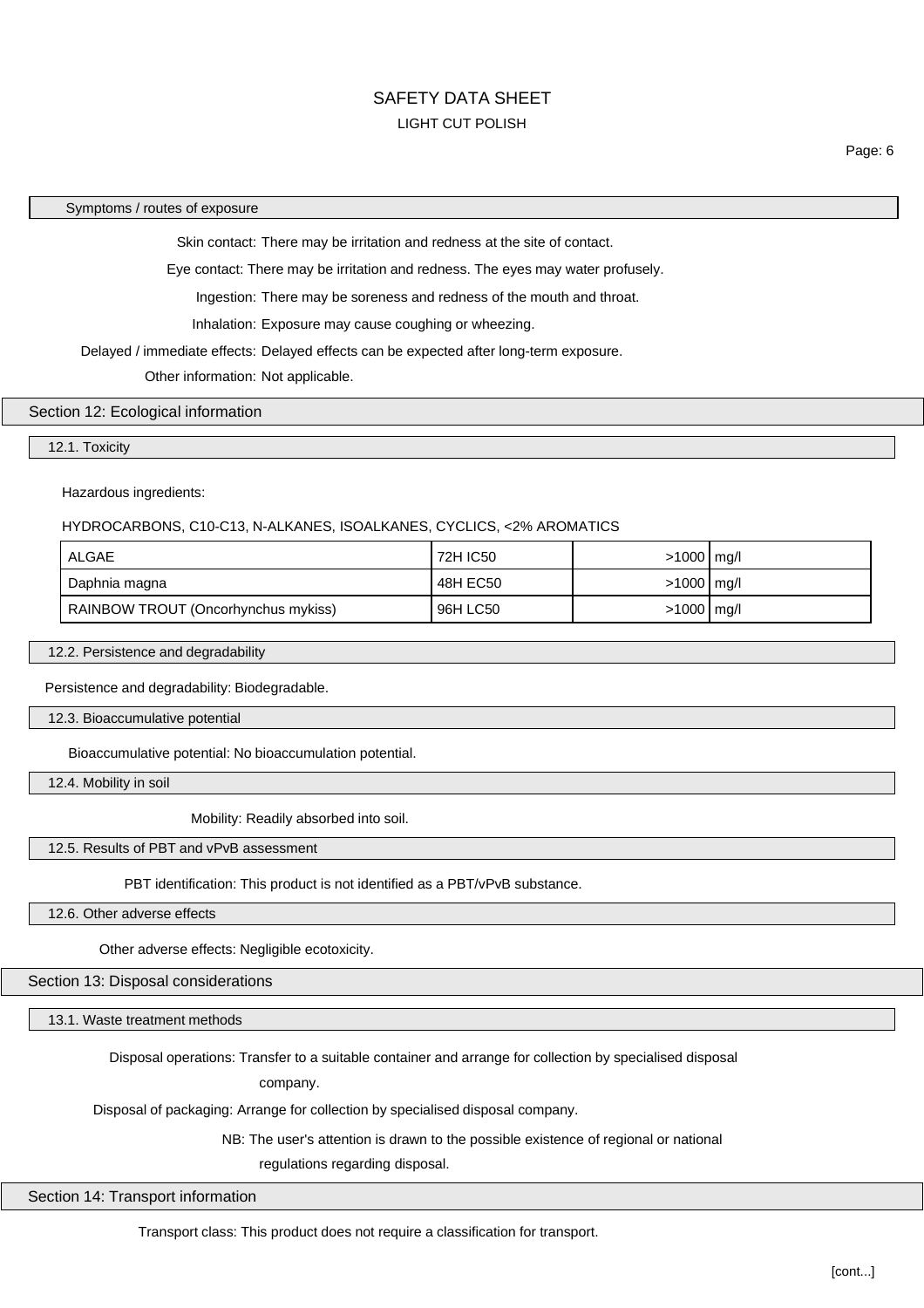#### Symptoms / routes of exposure

**Skin contact:** There may be irritation and redness at the site of contact.

**Eye contact:** There may be irritation and redness. The eyes may water profusely.

**Ingestion:** There may be soreness and redness of the mouth and throat.

**Inhalation:** Exposure may cause coughing or wheezing.

**Delayed / immediate effects:** Delayed effects can be expected after long-term exposure.

**Other information:** Not applicable.

## Section 12: Ecological information

### 12.1. Toxicity

Hazardous ingredients:

HYDROCARBONS, C10-C13, N-ALKANES, ISOALKANES, CYCLICS, <2% AROMATICS

| | | | |
|---|---|---|---|
| ALGAE | 72H IC50 | >1000 | mg/l |
| Daphnia magna | 48H EC50 | >1000 | mg/l |
| RAINBOW TROUT (Oncorhynchus mykiss) | 96H LC50 | >1000 | mg/l |

### 12.2. Persistence and degradability

**Persistence and degradability:** Biodegradable.

### 12.3. Bioaccumulative potential

**Bioaccumulative potential:** No bioaccumulation potential.

### 12.4. Mobility in soil

**Mobility:** Readily absorbed into soil.

### 12.5. Results of PBT and vPvB assessment

**PBT identification:** This product is not identified as a PBT/vPvB substance.

### 12.6. Other adverse effects

**Other adverse effects:** Negligible ecotoxicity.

## Section 13: Disposal considerations

### 13.1. Waste treatment methods

**Disposal operations:** Transfer to a suitable container and arrange for collection by specialised disposal company.

**Disposal of packaging:** Arrange for collection by specialised disposal company.

**NB:** The user's attention is drawn to the possible existence of regional or national regulations regarding disposal.

## Section 14: Transport information

**Transport class:** This product does not require a classification for transport.

[cont...]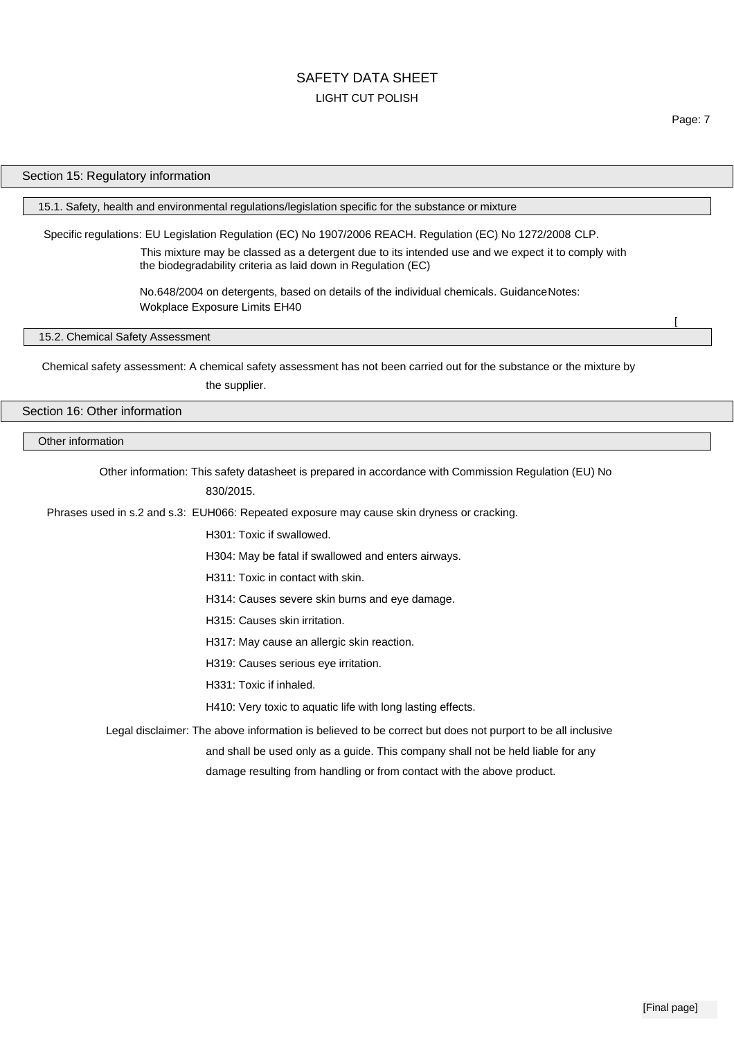## Section 15: Regulatory information

### 15.1. Safety, health and environmental regulations/legislation specific for the substance or mixture

**Specific regulations:** EU Legislation Regulation (EC) No 1907/2006 REACH. Regulation (EC) No 1272/2008 CLP.

This mixture may be classed as a detergent due to its intended use and we expect it to comply with the biodegradability criteria as laid down in Regulation (EC)

No.648/2004 on detergents, based on details of the individual chemicals. GuidanceNotes: Wokplace Exposure Limits EH40

[

### 15.2. Chemical Safety Assessment

**Chemical safety assessment:** A chemical safety assessment has not been carried out for the substance or the mixture by the supplier.

## Section 16: Other information

### Other information

**Other information:** This safety datasheet is prepared in accordance with Commission Regulation (EU) No 830/2015.

**Phrases used in s.2 and s.3:** EUH066: Repeated exposure may cause skin dryness or cracking.

H301: Toxic if swallowed.

H304: May be fatal if swallowed and enters airways.

H311: Toxic in contact with skin.

H314: Causes severe skin burns and eye damage.

H315: Causes skin irritation.

H317: May cause an allergic skin reaction.

H319: Causes serious eye irritation.

H331: Toxic if inhaled.

H410: Very toxic to aquatic life with long lasting effects.

**Legal disclaimer:** The above information is believed to be correct but does not purport to be all inclusive and shall be used only as a guide. This company shall not be held liable for any damage resulting from handling or from contact with the above product.

[Final page]